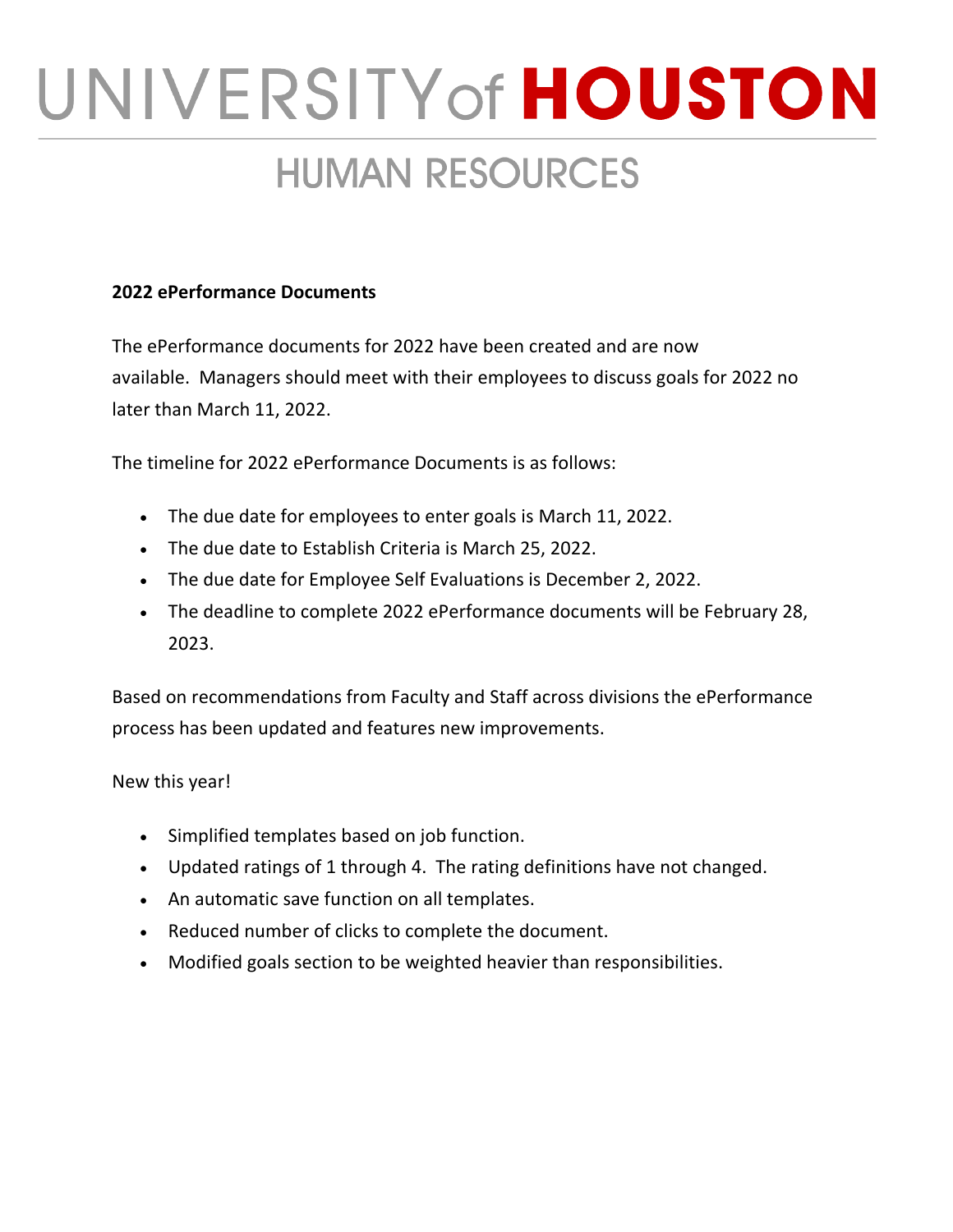# UNIVERSITY of HOUSTON

## HUMAN RESOURCES

**2022 ePerformance Documents**

The ePerformance documents for 2022 have been created and are now available. Managers should meet with their employees to discuss goals for 2022 no later than March 11, 2022.

The timeline for 2022 ePerformance Documents is as follows:

- The due date for employees to enter goals is March 11, 2022.
- The due date to Establish Criteria is March 25, 2022.
- The due date for Employee Self Evaluations is December 2, 2022.
- The deadline to complete 2022 ePerformance documents will be February 28, 2023.

Based on recommendations from Faculty and Staff across divisions the ePerformance process has been updated and features new improvements.

New this year!

- Simplified templates based on job function.
- Updated ratings of 1 through 4. The rating definitions have not changed.
- An automatic save function on all templates.
- Reduced number of clicks to complete the document.
- Modified goals section to be weighted heavier than responsibilities.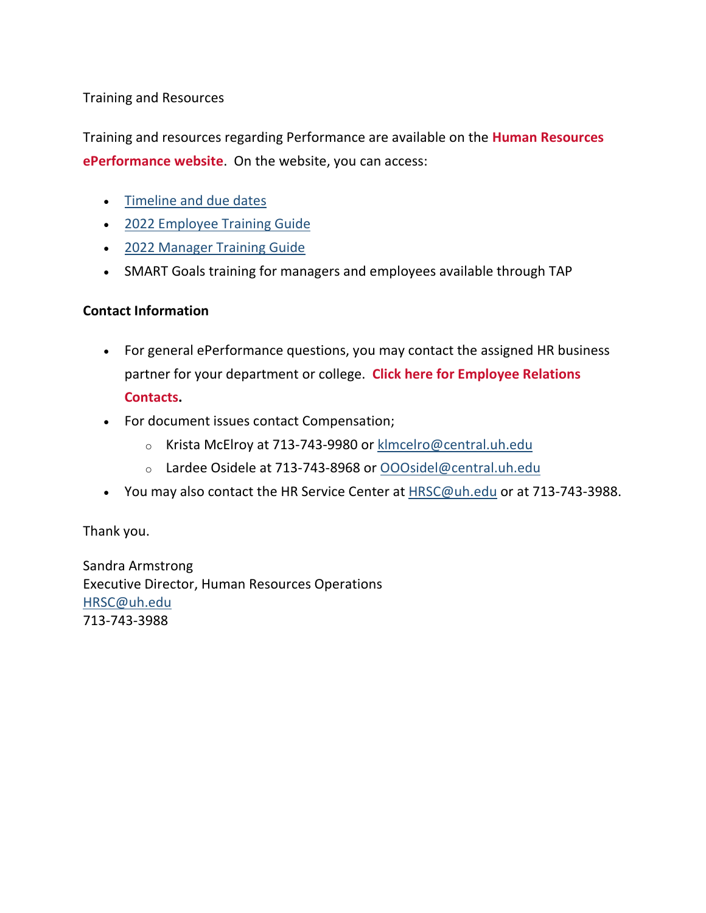Training and Resources

Training and resources regarding Performance are available on the **Human Resources ePerformance website**. On the website, you can access:

- Timeline and due dates
- 2022 Employee Training Guide
- 2022 Manager Training Guide
- SMART Goals training for managers and employees available through TAP

**Contact Information**

- For general ePerformance questions, you may contact the assigned HR business partner for your department or college. **Click here for Employee Relations Contacts.**
- For document issues contact Compensation;
  - Krista McElroy at 713-743-9980 or klmcelro@central.uh.edu
  - Lardee Osidele at 713-743-8968 or OOOsidel@central.uh.edu
- You may also contact the HR Service Center at HRSC@uh.edu or at 713-743-3988.

Thank you.

Sandra Armstrong
Executive Director, Human Resources Operations
HRSC@uh.edu
713-743-3988